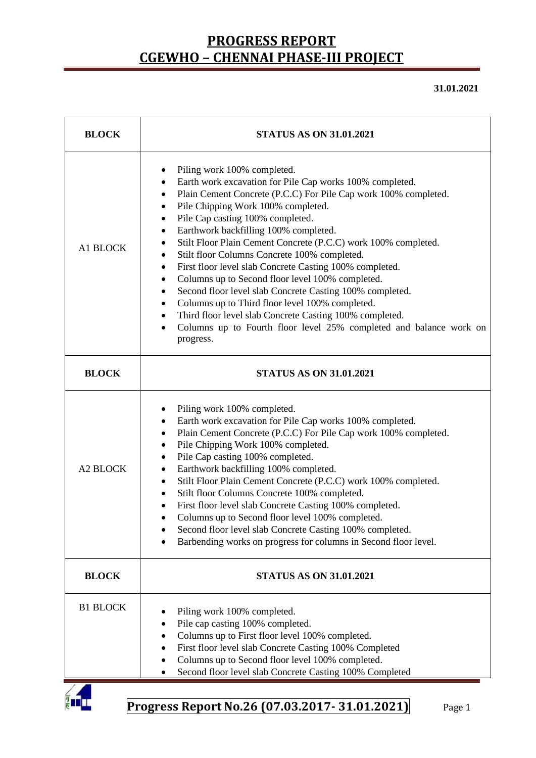# PROGRESS REPORT
# CGEWHO – CHENNAI PHASE-III PROJECT

**31.01.2021**

| BLOCK | STATUS AS ON 31.01.2021 |
|---|---|
| A1 BLOCK | • Piling work 100% completed.<br>• Earth work excavation for Pile Cap works 100% completed.<br>• Plain Cement Concrete (P.C.C) For Pile Cap work 100% completed.<br>• Pile Chipping Work 100% completed.<br>• Pile Cap casting 100% completed.<br>• Earthwork backfilling 100% completed.<br>• Stilt Floor Plain Cement Concrete (P.C.C) work 100% completed.<br>• Stilt floor Columns Concrete 100% completed.<br>• First floor level slab Concrete Casting 100% completed.<br>• Columns up to Second floor level 100% completed.<br>• Second floor level slab Concrete Casting 100% completed.<br>• Columns up to Third floor level 100% completed.<br>• Third floor level slab Concrete Casting 100% completed.<br>• Columns up to Fourth floor level 25% completed and balance work on progress. |
| **BLOCK** | **STATUS AS ON 31.01.2021** |
| A2 BLOCK | • Piling work 100% completed.<br>• Earth work excavation for Pile Cap works 100% completed.<br>• Plain Cement Concrete (P.C.C) For Pile Cap work 100% completed.<br>• Pile Chipping Work 100% completed.<br>• Pile Cap casting 100% completed.<br>• Earthwork backfilling 100% completed.<br>• Stilt Floor Plain Cement Concrete (P.C.C) work 100% completed.<br>• Stilt floor Columns Concrete 100% completed.<br>• First floor level slab Concrete Casting 100% completed.<br>• Columns up to Second floor level 100% completed.<br>• Second floor level slab Concrete Casting 100% completed.<br>• Barbending works on progress for columns in Second floor level. |
| **BLOCK** | **STATUS AS ON 31.01.2021** |
| B1 BLOCK | • Piling work 100% completed.<br>• Pile cap casting 100% completed.<br>• Columns up to First floor level 100% completed.<br>• First floor level slab Concrete Casting 100% Completed<br>• Columns up to Second floor level 100% completed.<br>• Second floor level slab Concrete Casting 100% Completed |

**Progress Report No.26 (07.03.2017- 31.01.2021)**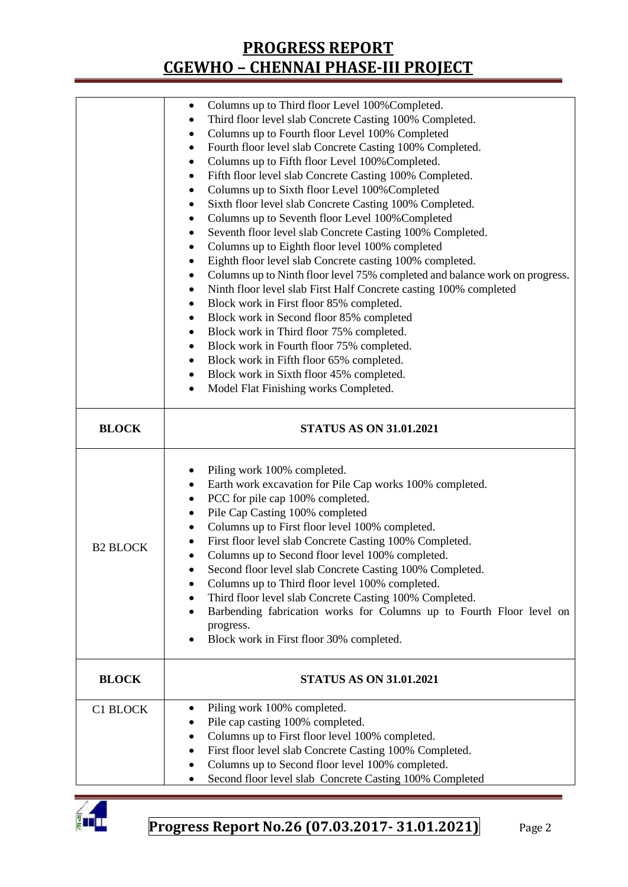| BLOCK | STATUS AS ON 31.01.2021 |
|---|---|
| | • Columns up to Third floor Level 100%Completed.<br>• Third floor level slab Concrete Casting 100% Completed.<br>• Columns up to Fourth floor Level 100% Completed<br>• Fourth floor level slab Concrete Casting 100% Completed.<br>• Columns up to Fifth floor Level 100%Completed.<br>• Fifth floor level slab Concrete Casting 100% Completed.<br>• Columns up to Sixth floor Level 100%Completed<br>• Sixth floor level slab Concrete Casting 100% Completed.<br>• Columns up to Seventh floor Level 100%Completed<br>• Seventh floor level slab Concrete Casting 100% Completed.<br>• Columns up to Eighth floor level 100% completed<br>• Eighth floor level slab Concrete casting 100% completed.<br>• Columns up to Ninth floor level 75% completed and balance work on progress.<br>• Ninth floor level slab First Half Concrete casting 100% completed<br>• Block work in First floor 85% completed.<br>• Block work in Second floor 85% completed<br>• Block work in Third floor 75% completed.<br>• Block work in Fourth floor 75% completed.<br>• Block work in Fifth floor 65% completed.<br>• Block work in Sixth floor 45% completed.<br>• Model Flat Finishing works Completed. |
| **BLOCK** | **STATUS AS ON 31.01.2021** |
| B2 BLOCK | • Piling work 100% completed.<br>• Earth work excavation for Pile Cap works 100% completed.<br>• PCC for pile cap 100% completed.<br>• Pile Cap Casting 100% completed<br>• Columns up to First floor level 100% completed.<br>• First floor level slab Concrete Casting 100% Completed.<br>• Columns up to Second floor level 100% completed.<br>• Second floor level slab Concrete Casting 100% Completed.<br>• Columns up to Third floor level 100% completed.<br>• Third floor level slab Concrete Casting 100% Completed.<br>• Barbending fabrication works for Columns up to Fourth Floor level on progress.<br>• Block work in First floor 30% completed. |
| **BLOCK** | **STATUS AS ON 31.01.2021** |
| C1 BLOCK | • Piling work 100% completed.<br>• Pile cap casting 100% completed.<br>• Columns up to First floor level 100% completed.<br>• First floor level slab Concrete Casting 100% Completed.<br>• Columns up to Second floor level 100% completed.<br>• Second floor level slab Concrete Casting 100% Completed |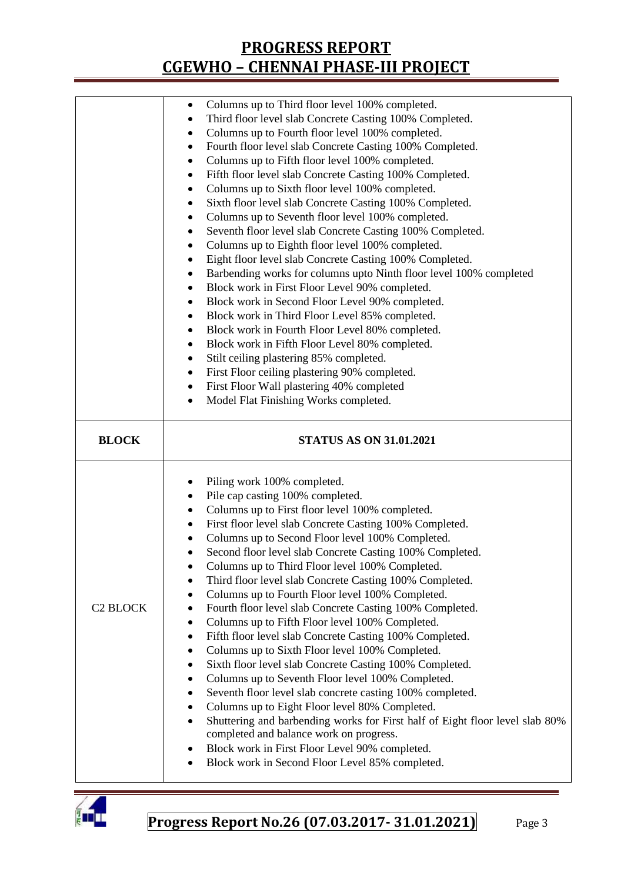| | |
|---|---|
| | • Columns up to Third floor level 100% completed.<br>• Third floor level slab Concrete Casting 100% Completed.<br>• Columns up to Fourth floor level 100% completed.<br>• Fourth floor level slab Concrete Casting 100% Completed.<br>• Columns up to Fifth floor level 100% completed.<br>• Fifth floor level slab Concrete Casting 100% Completed.<br>• Columns up to Sixth floor level 100% completed.<br>• Sixth floor level slab Concrete Casting 100% Completed.<br>• Columns up to Seventh floor level 100% completed.<br>• Seventh floor level slab Concrete Casting 100% Completed.<br>• Columns up to Eighth floor level 100% completed.<br>• Eight floor level slab Concrete Casting 100% Completed.<br>• Barbending works for columns upto Ninth floor level 100% completed<br>• Block work in First Floor Level 90% completed.<br>• Block work in Second Floor Level 90% completed.<br>• Block work in Third Floor Level 85% completed.<br>• Block work in Fourth Floor Level 80% completed.<br>• Block work in Fifth Floor Level 80% completed.<br>• Stilt ceiling plastering 85% completed.<br>• First Floor ceiling plastering 90% completed.<br>• First Floor Wall plastering 40% completed<br>• Model Flat Finishing Works completed. |
| **BLOCK** | **STATUS AS ON 31.01.2021** |
| C2 BLOCK | • Piling work 100% completed.<br>• Pile cap casting 100% completed.<br>• Columns up to First floor level 100% completed.<br>• First floor level slab Concrete Casting 100% Completed.<br>• Columns up to Second Floor level 100% Completed.<br>• Second floor level slab Concrete Casting 100% Completed.<br>• Columns up to Third Floor level 100% Completed.<br>• Third floor level slab Concrete Casting 100% Completed.<br>• Columns up to Fourth Floor level 100% Completed.<br>• Fourth floor level slab Concrete Casting 100% Completed.<br>• Columns up to Fifth Floor level 100% Completed.<br>• Fifth floor level slab Concrete Casting 100% Completed.<br>• Columns up to Sixth Floor level 100% Completed.<br>• Sixth floor level slab Concrete Casting 100% Completed.<br>• Columns up to Seventh Floor level 100% Completed.<br>• Seventh floor level slab concrete casting 100% completed.<br>• Columns up to Eight Floor level 80% Completed.<br>• Shuttering and barbending works for First half of Eight floor level slab 80% completed and balance work on progress.<br>• Block work in First Floor Level 90% completed.<br>• Block work in Second Floor Level 85% completed. |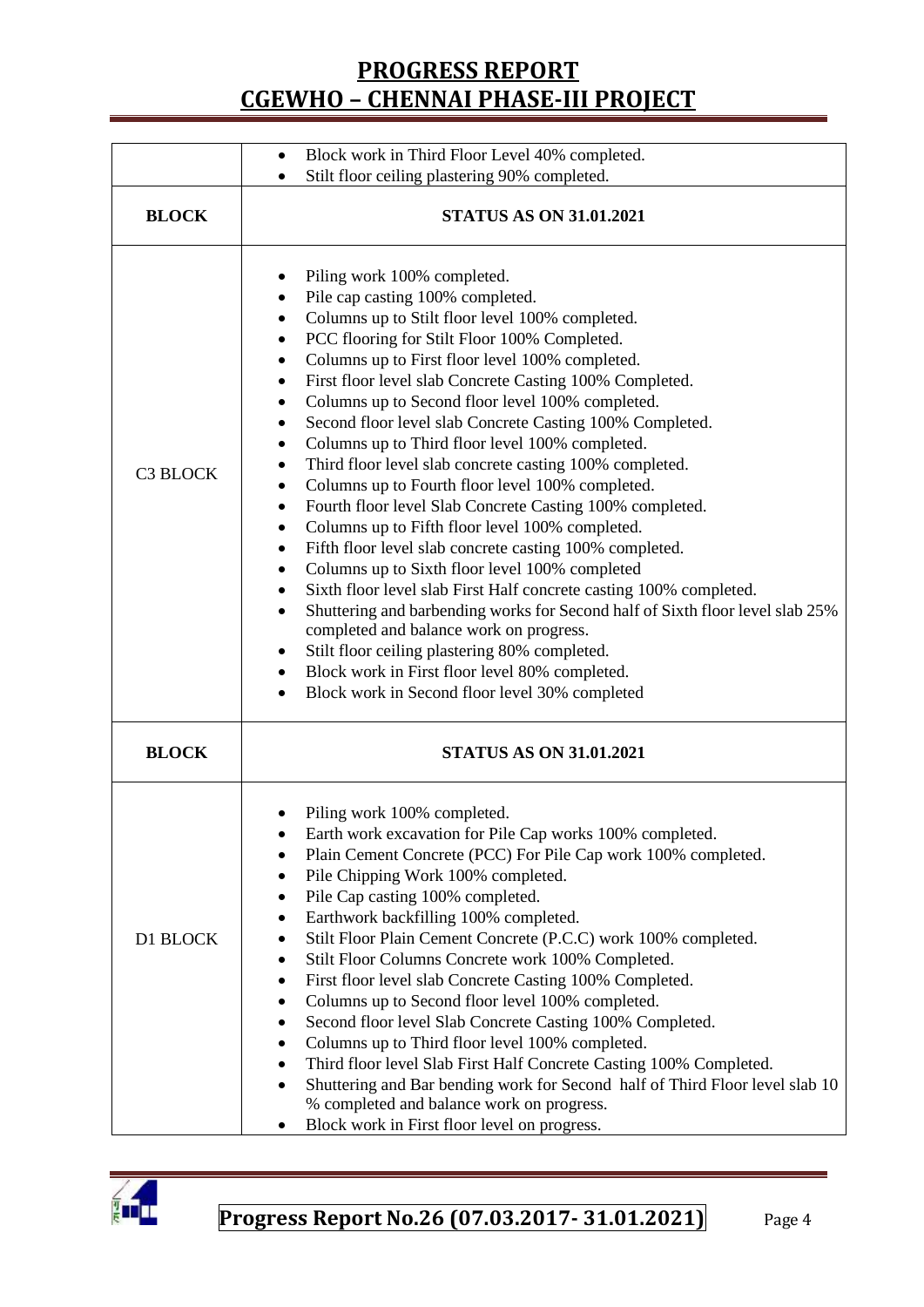| | |
|---|---|
| | • Block work in Third Floor Level 40% completed.<br>• Stilt floor ceiling plastering 90% completed. |
| **BLOCK** | **STATUS AS ON 31.01.2021** |
| C3 BLOCK | • Piling work 100% completed.<br>• Pile cap casting 100% completed.<br>• Columns up to Stilt floor level 100% completed.<br>• PCC flooring for Stilt Floor 100% Completed.<br>• Columns up to First floor level 100% completed.<br>• First floor level slab Concrete Casting 100% Completed.<br>• Columns up to Second floor level 100% completed.<br>• Second floor level slab Concrete Casting 100% Completed.<br>• Columns up to Third floor level 100% completed.<br>• Third floor level slab concrete casting 100% completed.<br>• Columns up to Fourth floor level 100% completed.<br>• Fourth floor level Slab Concrete Casting 100% completed.<br>• Columns up to Fifth floor level 100% completed.<br>• Fifth floor level slab concrete casting 100% completed.<br>• Columns up to Sixth floor level 100% completed<br>• Sixth floor level slab First Half concrete casting 100% completed.<br>• Shuttering and barbending works for Second half of Sixth floor level slab 25% completed and balance work on progress.<br>• Stilt floor ceiling plastering 80% completed.<br>• Block work in First floor level 80% completed.<br>• Block work in Second floor level 30% completed |
| **BLOCK** | **STATUS AS ON 31.01.2021** |
| D1 BLOCK | • Piling work 100% completed.<br>• Earth work excavation for Pile Cap works 100% completed.<br>• Plain Cement Concrete (PCC) For Pile Cap work 100% completed.<br>• Pile Chipping Work 100% completed.<br>• Pile Cap casting 100% completed.<br>• Earthwork backfilling 100% completed.<br>• Stilt Floor Plain Cement Concrete (P.C.C) work 100% completed.<br>• Stilt Floor Columns Concrete work 100% Completed.<br>• First floor level slab Concrete Casting 100% Completed.<br>• Columns up to Second floor level 100% completed.<br>• Second floor level Slab Concrete Casting 100% Completed.<br>• Columns up to Third floor level 100% completed.<br>• Third floor level Slab First Half Concrete Casting 100% Completed.<br>• Shuttering and Bar bending work for Second half of Third Floor level slab 10 % completed and balance work on progress.<br>• Block work in First floor level on progress. |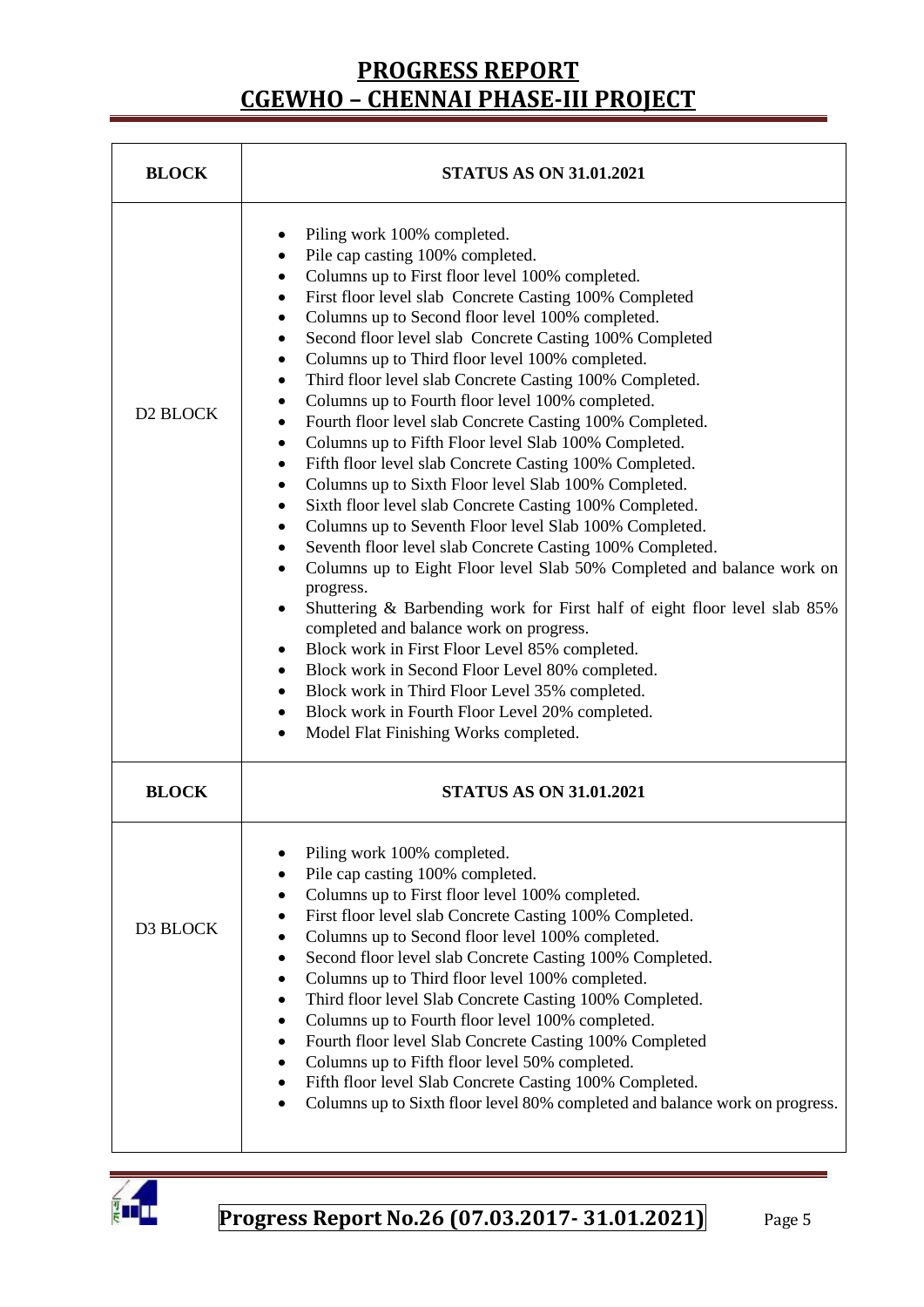| BLOCK | STATUS AS ON 31.01.2021 |
|---|---|
| D2 BLOCK | • Piling work 100% completed.<br>• Pile cap casting 100% completed.<br>• Columns up to First floor level 100% completed.<br>• First floor level slab Concrete Casting 100% Completed<br>• Columns up to Second floor level 100% completed.<br>• Second floor level slab Concrete Casting 100% Completed<br>• Columns up to Third floor level 100% completed.<br>• Third floor level slab Concrete Casting 100% Completed.<br>• Columns up to Fourth floor level 100% completed.<br>• Fourth floor level slab Concrete Casting 100% Completed.<br>• Columns up to Fifth Floor level Slab 100% Completed.<br>• Fifth floor level slab Concrete Casting 100% Completed.<br>• Columns up to Sixth Floor level Slab 100% Completed.<br>• Sixth floor level slab Concrete Casting 100% Completed.<br>• Columns up to Seventh Floor level Slab 100% Completed.<br>• Seventh floor level slab Concrete Casting 100% Completed.<br>• Columns up to Eight Floor level Slab 50% Completed and balance work on progress.<br>• Shuttering & Barbending work for First half of eight floor level slab 85% completed and balance work on progress.<br>• Block work in First Floor Level 85% completed.<br>• Block work in Second Floor Level 80% completed.<br>• Block work in Third Floor Level 35% completed.<br>• Block work in Fourth Floor Level 20% completed.<br>• Model Flat Finishing Works completed. |
| **BLOCK** | **STATUS AS ON 31.01.2021** |
| D3 BLOCK | • Piling work 100% completed.<br>• Pile cap casting 100% completed.<br>• Columns up to First floor level 100% completed.<br>• First floor level slab Concrete Casting 100% Completed.<br>• Columns up to Second floor level 100% completed.<br>• Second floor level slab Concrete Casting 100% Completed.<br>• Columns up to Third floor level 100% completed.<br>• Third floor level Slab Concrete Casting 100% Completed.<br>• Columns up to Fourth floor level 100% completed.<br>• Fourth floor level Slab Concrete Casting 100% Completed<br>• Columns up to Fifth floor level 50% completed.<br>• Fifth floor level Slab Concrete Casting 100% Completed.<br>• Columns up to Sixth floor level 80% completed and balance work on progress. |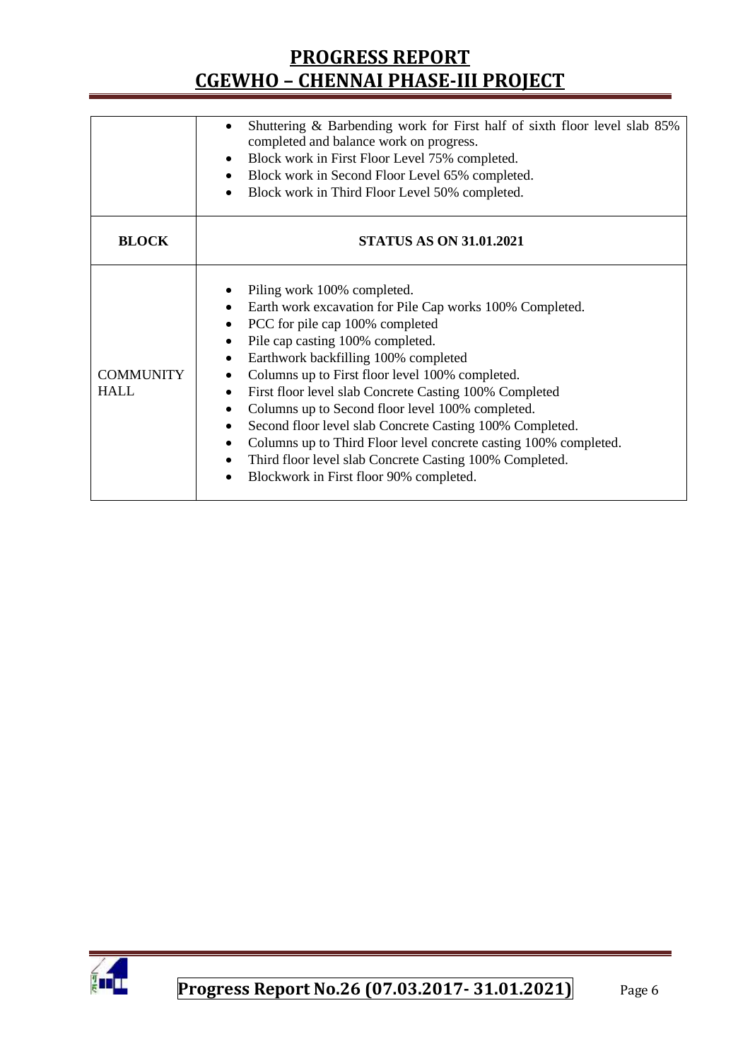| | |
|---|---|
| | • Shuttering & Barbending work for First half of sixth floor level slab 85% completed and balance work on progress.<br>• Block work in First Floor Level 75% completed.<br>• Block work in Second Floor Level 65% completed.<br>• Block work in Third Floor Level 50% completed. |
| **BLOCK** | **STATUS AS ON 31.01.2021** |
| COMMUNITY HALL | • Piling work 100% completed.<br>• Earth work excavation for Pile Cap works 100% Completed.<br>• PCC for pile cap 100% completed<br>• Pile cap casting 100% completed.<br>• Earthwork backfilling 100% completed<br>• Columns up to First floor level 100% completed.<br>• First floor level slab Concrete Casting 100% Completed<br>• Columns up to Second floor level 100% completed.<br>• Second floor level slab Concrete Casting 100% Completed.<br>• Columns up to Third Floor level concrete casting 100% completed.<br>• Third floor level slab Concrete Casting 100% Completed.<br>• Blockwork in First floor 90% completed. |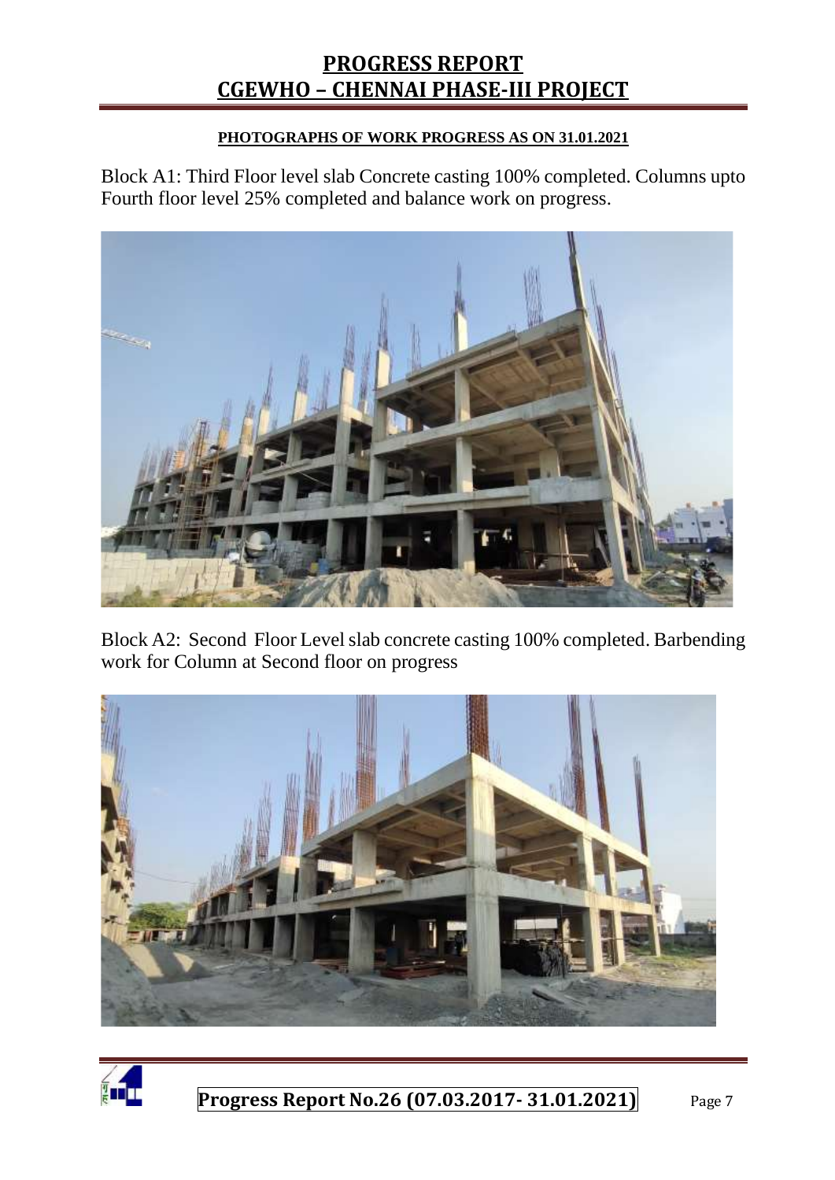#### PHOTOGRAPHS OF WORK PROGRESS AS ON 31.01.2021

Block A1: Third Floor level slab Concrete casting 100% completed. Columns upto Fourth floor level 25% completed and balance work on progress.

Block A2: Second Floor Level slab concrete casting 100% completed. Barbending work for Column at Second floor on progress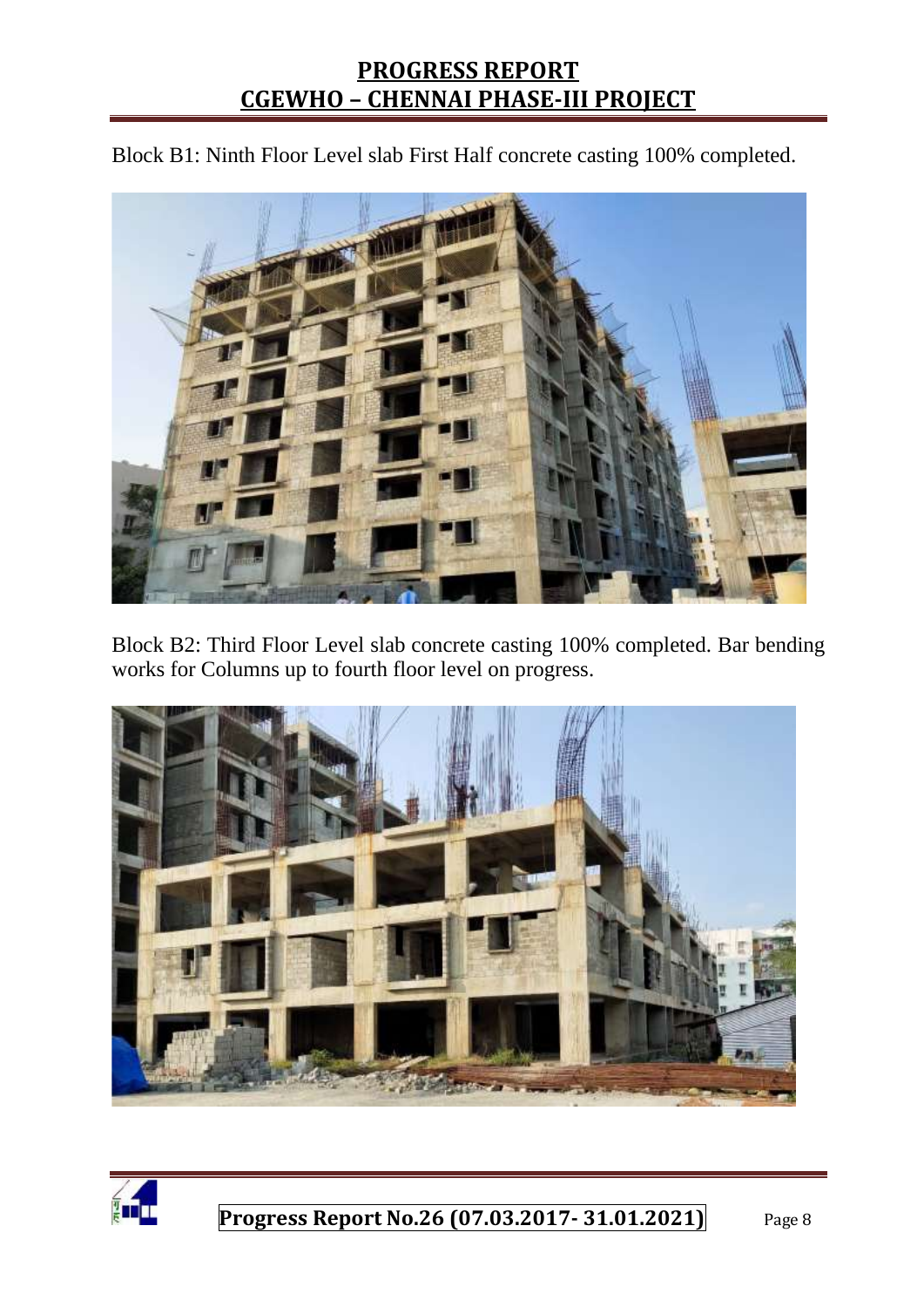Block B1: Ninth Floor Level slab First Half concrete casting 100% completed.

Block B2: Third Floor Level slab concrete casting 100% completed. Bar bending works for Columns up to fourth floor level on progress.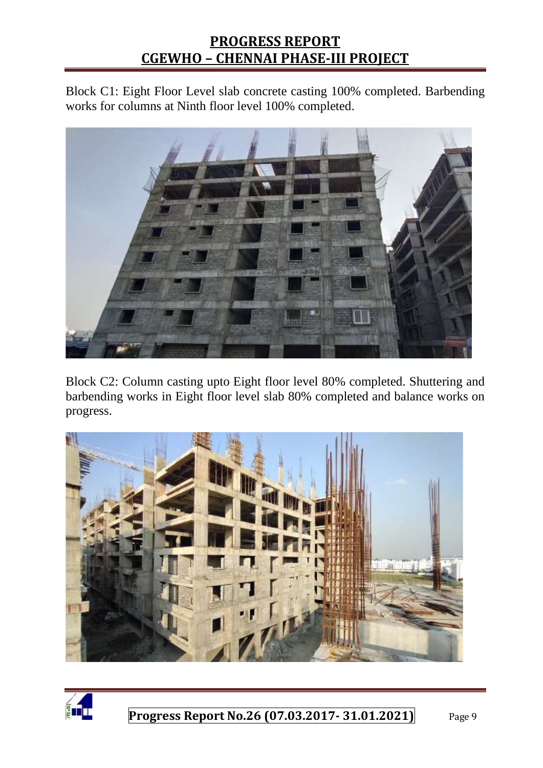Block C1: Eight Floor Level slab concrete casting 100% completed. Barbending works for columns at Ninth floor level 100% completed.

Block C2: Column casting upto Eight floor level 80% completed. Shuttering and barbending works in Eight floor level slab 80% completed and balance works on progress.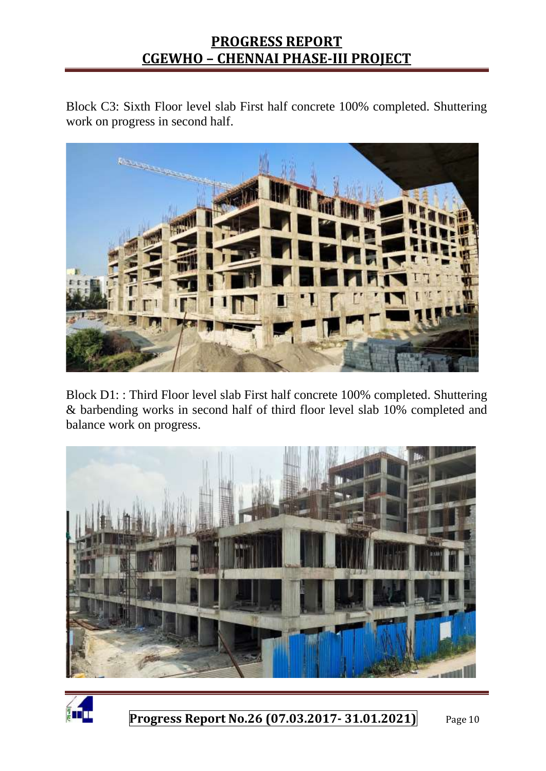Block C3: Sixth Floor level slab First half concrete 100% completed. Shuttering work on progress in second half.

Block D1: : Third Floor level slab First half concrete 100% completed. Shuttering & barbending works in second half of third floor level slab 10% completed and balance work on progress.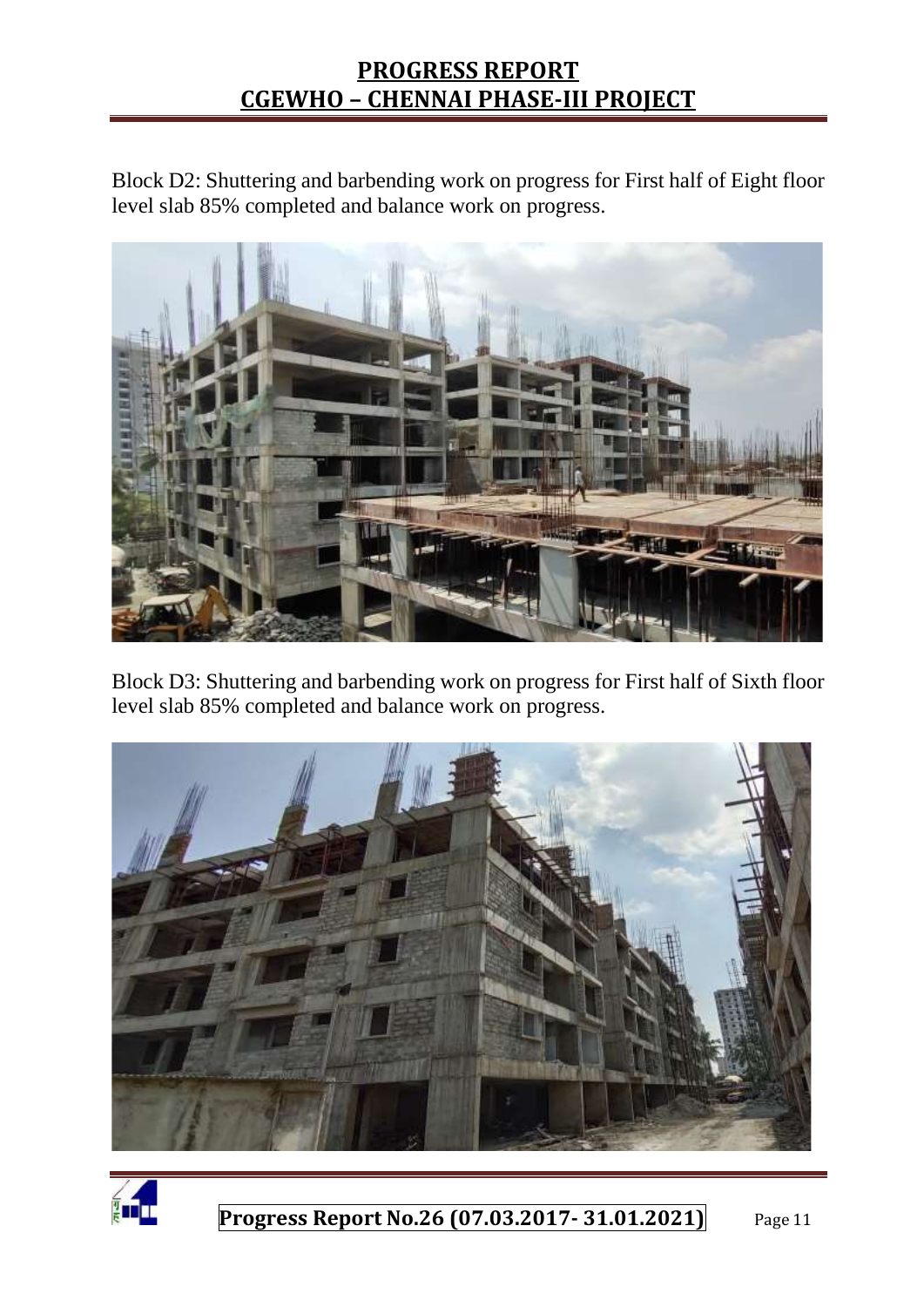Block D2: Shuttering and barbending work on progress for First half of Eight floor level slab 85% completed and balance work on progress.

Block D3: Shuttering and barbending work on progress for First half of Sixth floor level slab 85% completed and balance work on progress.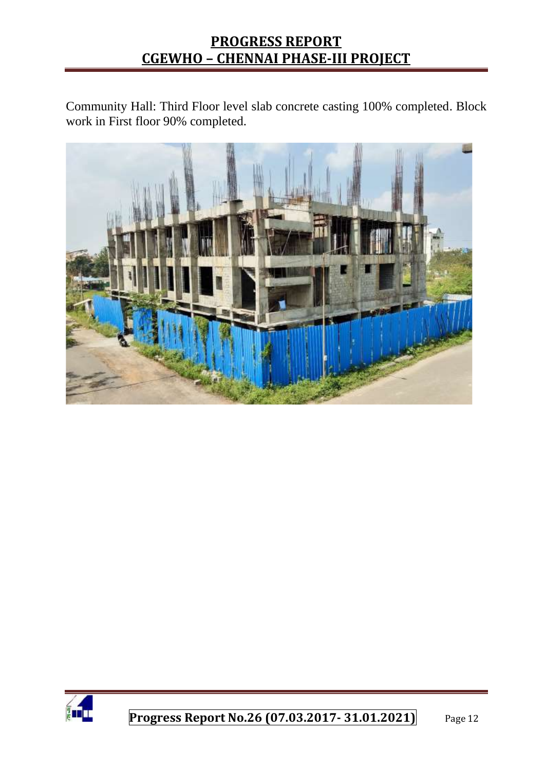Community Hall: Third Floor level slab concrete casting 100% completed. Block work in First floor 90% completed.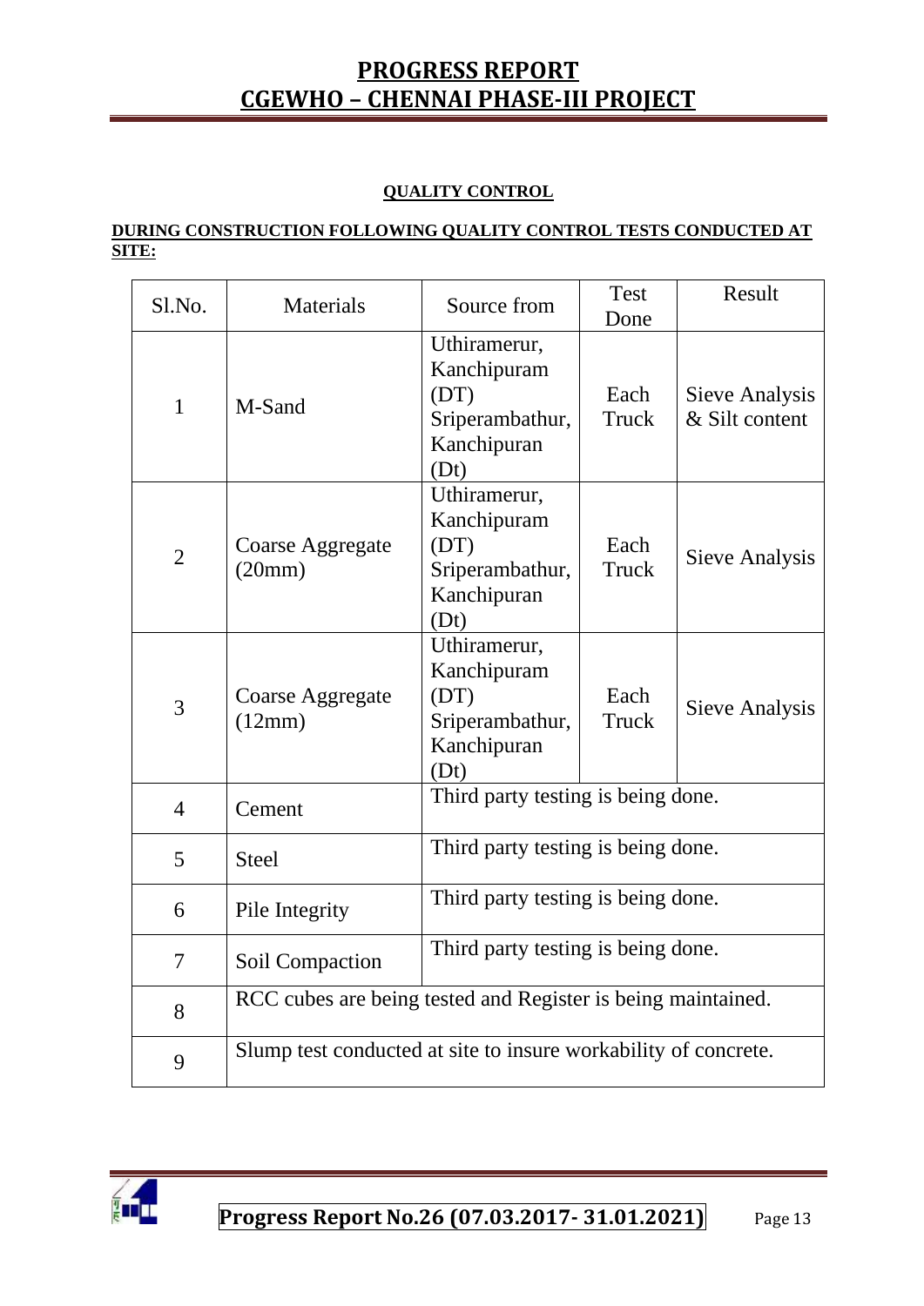## QUALITY CONTROL

**DURING CONSTRUCTION FOLLOWING QUALITY CONTROL TESTS CONDUCTED AT SITE:**

| Sl.No. | Materials | Source from | Test Done | Result |
|---|---|---|---|---|
| 1 | M-Sand | Uthiramerur, Kanchipuram (DT) Sriperambathur, Kanchipuran (Dt) | Each Truck | Sieve Analysis & Silt content |
| 2 | Coarse Aggregate (20mm) | Uthiramerur, Kanchipuram (DT) Sriperambathur, Kanchipuran (Dt) | Each Truck | Sieve Analysis |
| 3 | Coarse Aggregate (12mm) | Uthiramerur, Kanchipuram (DT) Sriperambathur, Kanchipuran (Dt) | Each Truck | Sieve Analysis |
| 4 | Cement | Third party testing is being done. | | |
| 5 | Steel | Third party testing is being done. | | |
| 6 | Pile Integrity | Third party testing is being done. | | |
| 7 | Soil Compaction | Third party testing is being done. | | |
| 8 | RCC cubes are being tested and Register is being maintained. | | | |
| 9 | Slump test conducted at site to insure workability of concrete. | | | |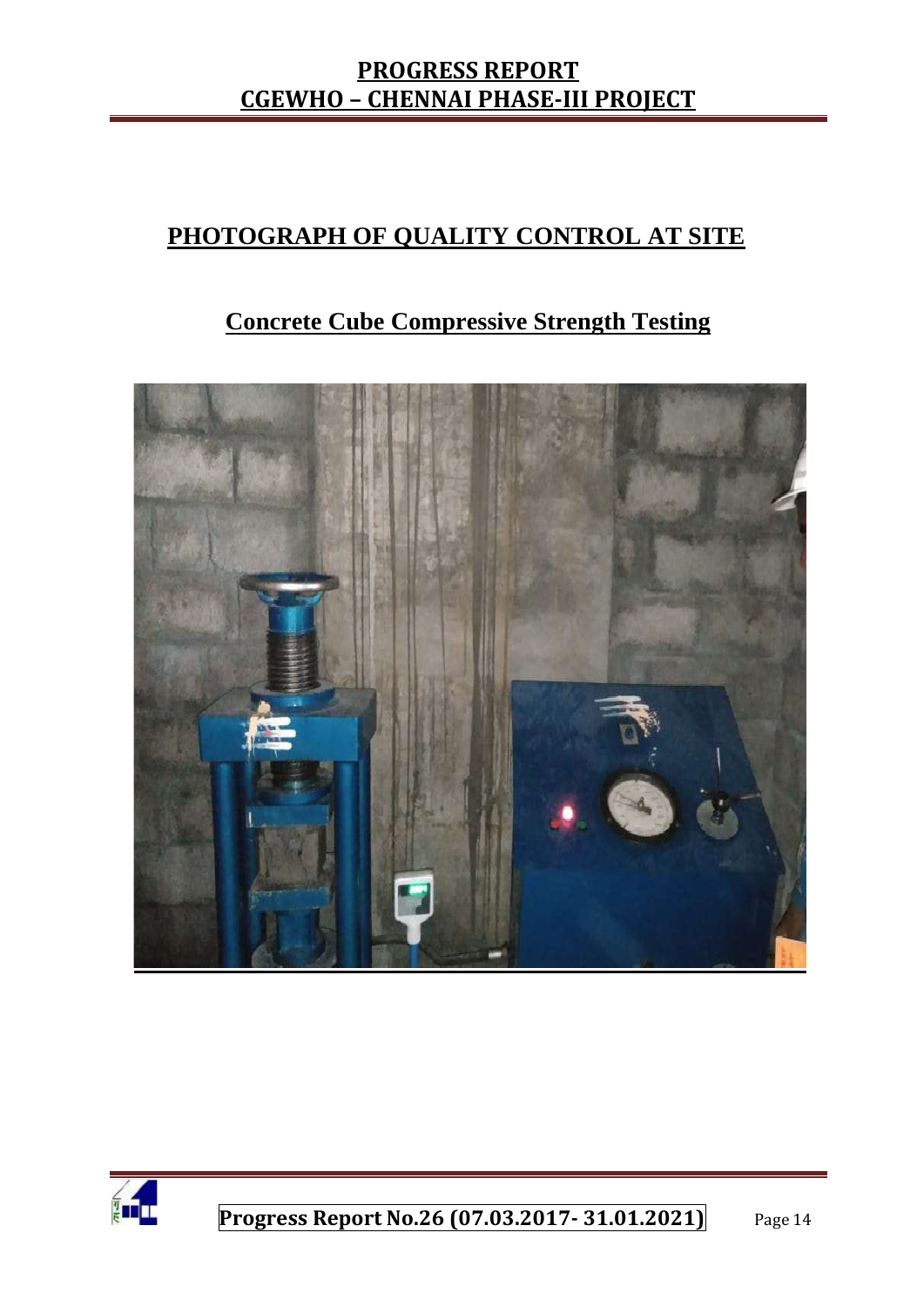# PHOTOGRAPH OF QUALITY CONTROL AT SITE

## Concrete Cube Compressive Strength Testing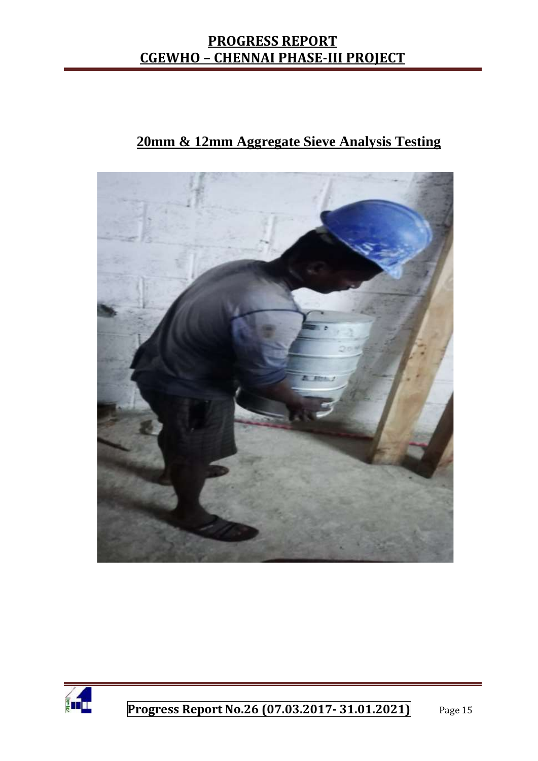## 20mm & 12mm Aggregate Sieve Analysis Testing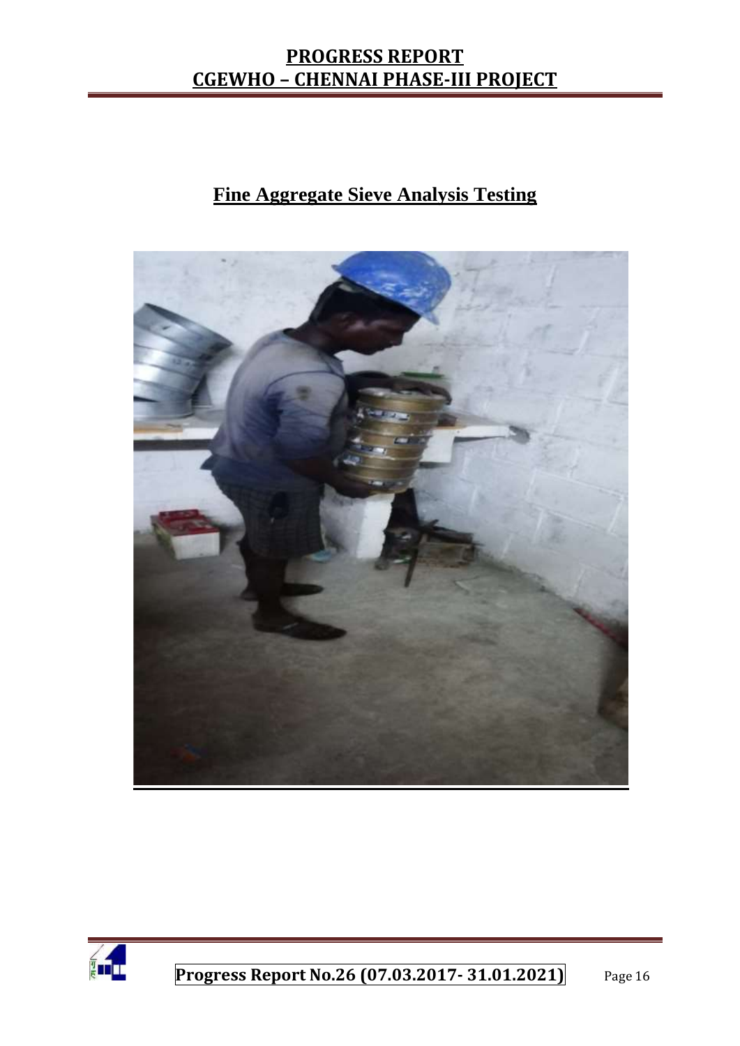## Fine Aggregate Sieve Analysis Testing